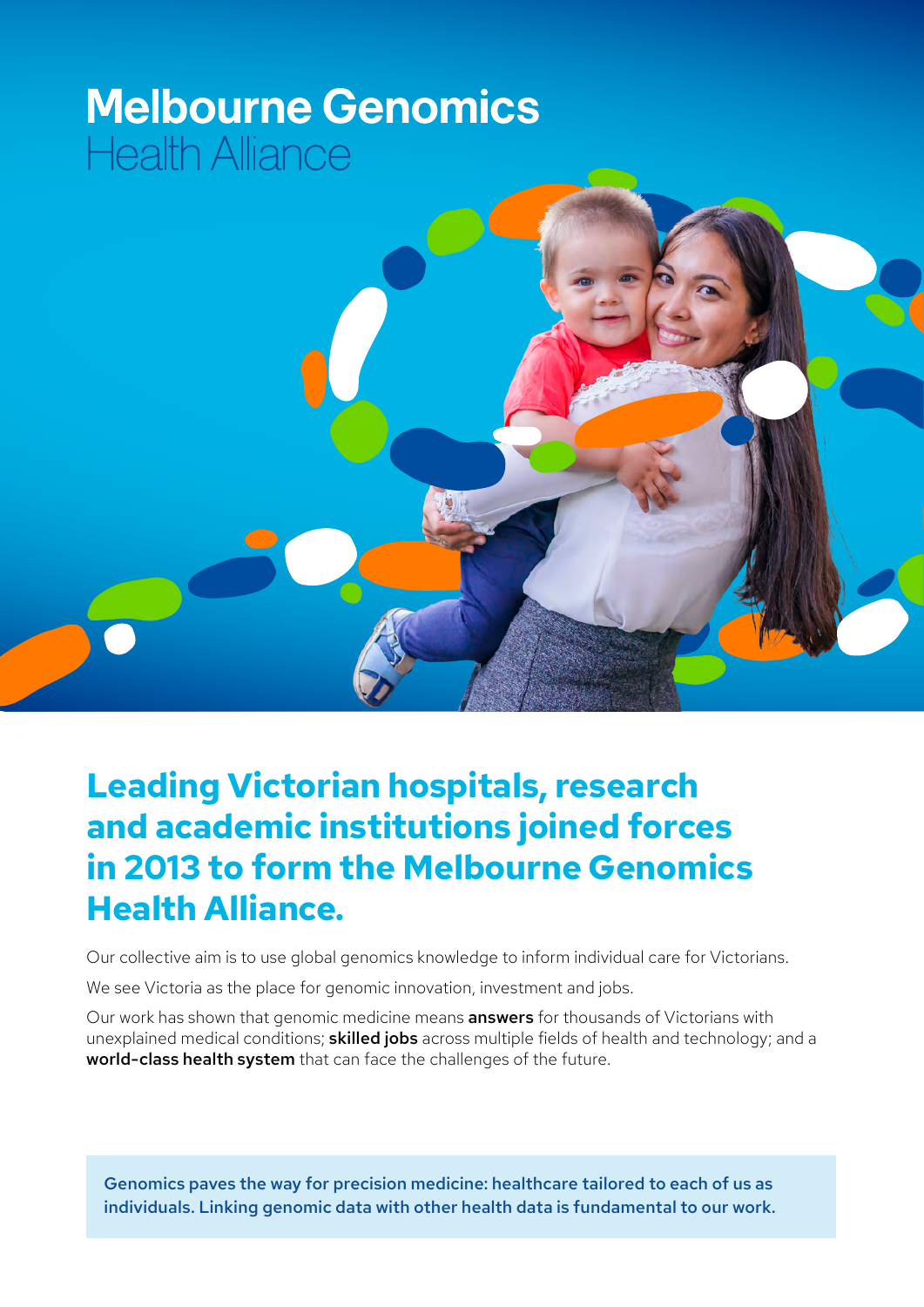# Melbourne Genomics
Health Alliance

## Leading Victorian hospitals, research and academic institutions joined forces in 2013 to form the Melbourne Genomics Health Alliance.

Our collective aim is to use global genomics knowledge to inform individual care for Victorians.

We see Victoria as the place for genomic innovation, investment and jobs.

Our work has shown that genomic medicine means **answers** for thousands of Victorians with unexplained medical conditions; **skilled jobs** across multiple fields of health and technology; and a **world-class health system** that can face the challenges of the future.

Genomics paves the way for precision medicine: healthcare tailored to each of us as individuals. Linking genomic data with other health data is fundamental to our work.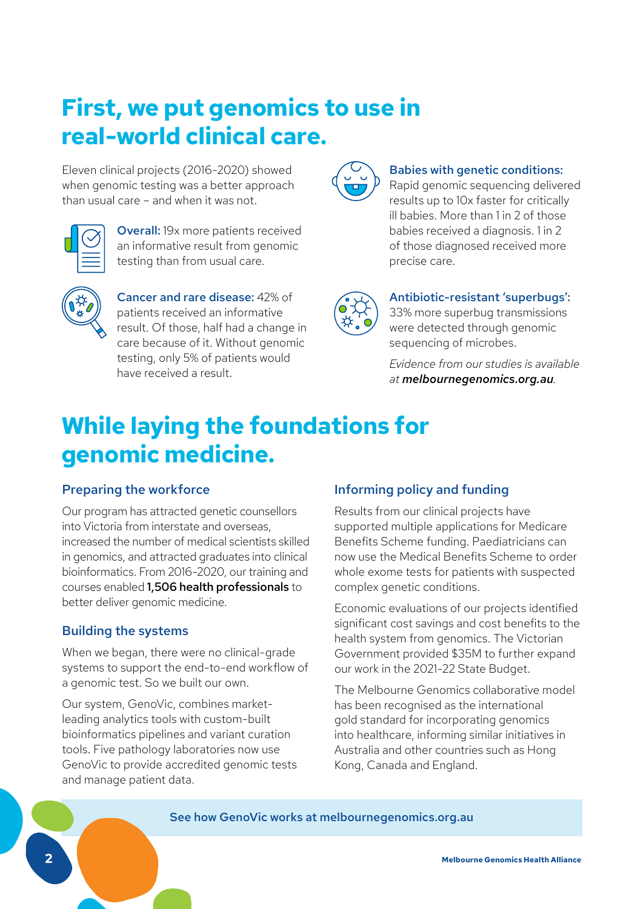# First, we put genomics to use in real-world clinical care.

Eleven clinical projects (2016-2020) showed when genomic testing was a better approach than usual care – and when it was not.

**Overall:** 19x more patients received an informative result from genomic testing than from usual care.

**Cancer and rare disease:** 42% of patients received an informative result. Of those, half had a change in care because of it. Without genomic testing, only 5% of patients would have received a result.

**Babies with genetic conditions:** Rapid genomic sequencing delivered results up to 10x faster for critically ill babies. More than 1 in 2 of those babies received a diagnosis. 1 in 2 of those diagnosed received more precise care.

**Antibiotic-resistant 'superbugs':** 33% more superbug transmissions were detected through genomic sequencing of microbes.

*Evidence from our studies is available at **melbournegenomics.org.au**.*

# While laying the foundations for genomic medicine.

## Preparing the workforce

Our program has attracted genetic counsellors into Victoria from interstate and overseas, increased the number of medical scientists skilled in genomics, and attracted graduates into clinical bioinformatics. From 2016-2020, our training and courses enabled **1,506 health professionals** to better deliver genomic medicine.

## Building the systems

When we began, there were no clinical-grade systems to support the end-to-end workflow of a genomic test. So we built our own.

Our system, GenoVic, combines market-leading analytics tools with custom-built bioinformatics pipelines and variant curation tools. Five pathology laboratories now use GenoVic to provide accredited genomic tests and manage patient data.

## Informing policy and funding

Results from our clinical projects have supported multiple applications for Medicare Benefits Scheme funding. Paediatricians can now use the Medical Benefits Scheme to order whole exome tests for patients with suspected complex genetic conditions.

Economic evaluations of our projects identified significant cost savings and cost benefits to the health system from genomics. The Victorian Government provided $35M to further expand our work in the 2021-22 State Budget.

The Melbourne Genomics collaborative model has been recognised as the international gold standard for incorporating genomics into healthcare, informing similar initiatives in Australia and other countries such as Hong Kong, Canada and England.

See how GenoVic works at melbournegenomics.org.au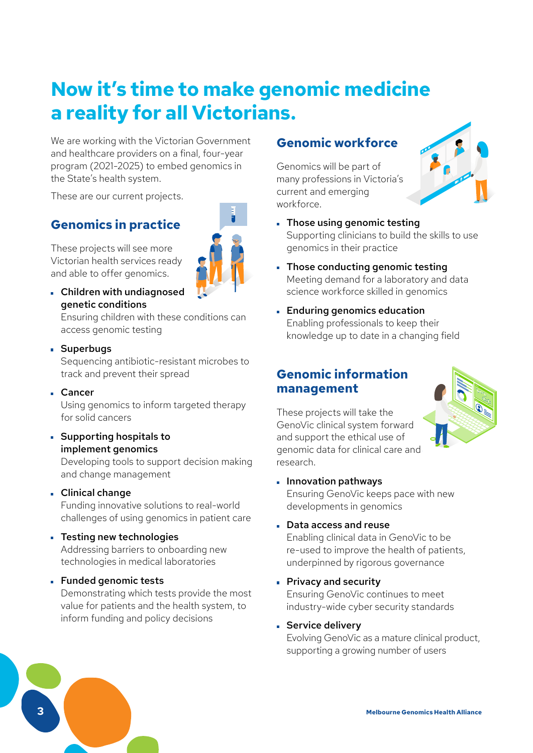# Now it's time to make genomic medicine a reality for all Victorians.

We are working with the Victorian Government and healthcare providers on a final, four-year program (2021-2025) to embed genomics in the State's health system.

These are our current projects.

## Genomics in practice

These projects will see more Victorian health services ready and able to offer genomics.

- **Children with undiagnosed genetic conditions**
  Ensuring children with these conditions can access genomic testing
- **Superbugs**
  Sequencing antibiotic-resistant microbes to track and prevent their spread
- **Cancer**
  Using genomics to inform targeted therapy for solid cancers
- **Supporting hospitals to implement genomics**
  Developing tools to support decision making and change management
- **Clinical change**
  Funding innovative solutions to real-world challenges of using genomics in patient care
- **Testing new technologies**
  Addressing barriers to onboarding new technologies in medical laboratories
- **Funded genomic tests**
  Demonstrating which tests provide the most value for patients and the health system, to inform funding and policy decisions

## Genomic workforce

Genomics will be part of many professions in Victoria's current and emerging workforce.

- **Those using genomic testing**
  Supporting clinicians to build the skills to use genomics in their practice
- **Those conducting genomic testing**
  Meeting demand for a laboratory and data science workforce skilled in genomics
- **Enduring genomics education**
  Enabling professionals to keep their knowledge up to date in a changing field

## Genomic information management

These projects will take the GenoVic clinical system forward and support the ethical use of genomic data for clinical care and research.

- **Innovation pathways**
  Ensuring GenoVic keeps pace with new developments in genomics
- **Data access and reuse**
  Enabling clinical data in GenoVic to be re-used to improve the health of patients, underpinned by rigorous governance
- **Privacy and security**
  Ensuring GenoVic continues to meet industry-wide cyber security standards
- **Service delivery**
  Evolving GenoVic as a mature clinical product, supporting a growing number of users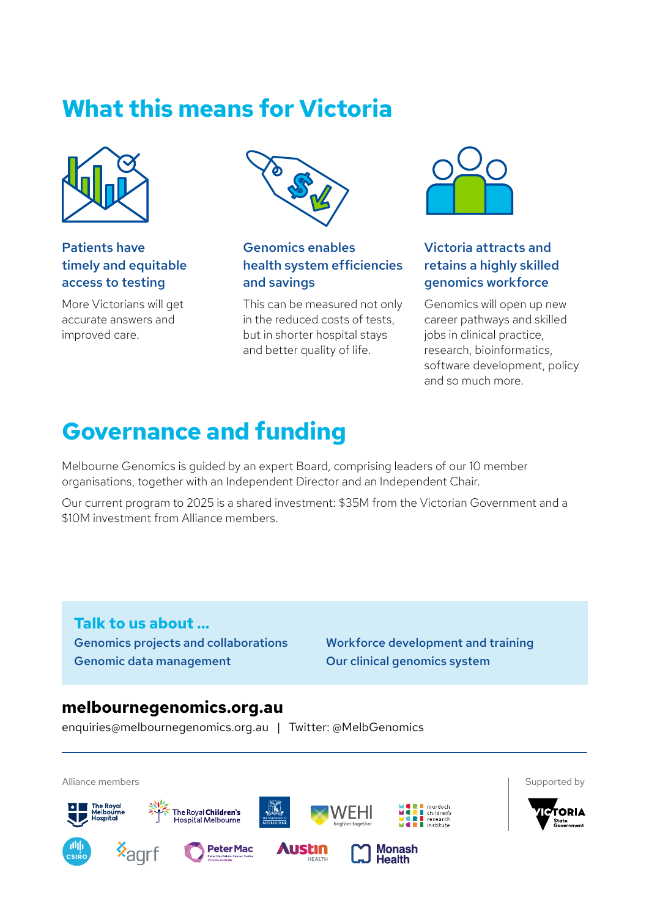## What this means for Victoria

### Patients have timely and equitable access to testing

More Victorians will get accurate answers and improved care.

### Genomics enables health system efficiencies and savings

This can be measured not only in the reduced costs of tests, but in shorter hospital stays and better quality of life.

### Victoria attracts and retains a highly skilled genomics workforce

Genomics will open up new career pathways and skilled jobs in clinical practice, research, bioinformatics, software development, policy and so much more.

## Governance and funding

Melbourne Genomics is guided by an expert Board, comprising leaders of our 10 member organisations, together with an Independent Director and an Independent Chair.

Our current program to 2025 is a shared investment: $35M from the Victorian Government and a $10M investment from Alliance members.

### Talk to us about ...

- Genomics projects and collaborations
- Genomic data management
- Workforce development and training
- Our clinical genomics system

**melbournegenomics.org.au**

enquiries@melbournegenomics.org.au | Twitter: @MelbGenomics

Alliance members

The Royal Melbourne Hospital, The Royal Children's Hospital Melbourne, The University of Melbourne, WEHI brighter together, Murdoch Children's Research Institute, CSIRO, agrf, Peter Mac, Austin Health, Monash Health

Supported by

Victoria State Government